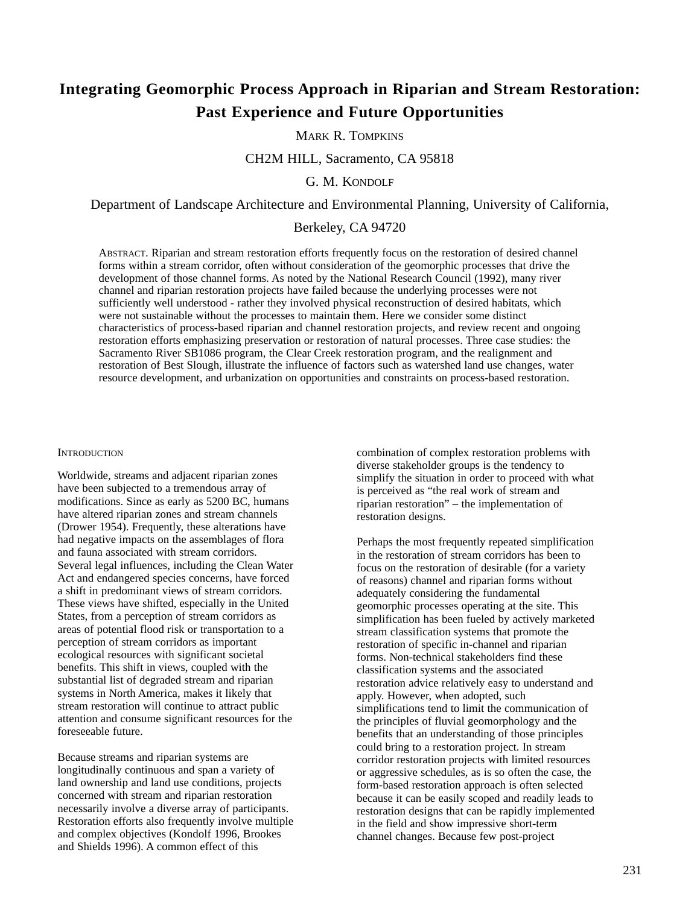# Integrating Geomorphic Process Approach in Riparian and Stream Restoration: Past Experience and Future Opportunities

MARK R. TOMPKINS

CH2M HILL, Sacramento, CA 95818

G. M. KONDOLF

Department of Landscape Architecture and Environmental Planning, University of California, Berkeley, CA 94720

ABSTRACT. Riparian and stream restoration efforts frequently focus on the restoration of desired channel forms within a stream corridor, often without consideration of the geomorphic processes that drive the development of those channel forms. As noted by the National Research Council (1992), many river channel and riparian restoration projects have failed because the underlying processes were not sufficiently well understood - rather they involved physical reconstruction of desired habitats, which were not sustainable without the processes to maintain them. Here we consider some distinct characteristics of process-based riparian and channel restoration projects, and review recent and ongoing restoration efforts emphasizing preservation or restoration of natural processes. Three case studies: the Sacramento River SB1086 program, the Clear Creek restoration program, and the realignment and restoration of Best Slough, illustrate the influence of factors such as watershed land use changes, water resource development, and urbanization on opportunities and constraints on process-based restoration.

## INTRODUCTION

Worldwide, streams and adjacent riparian zones have been subjected to a tremendous array of modifications. Since as early as 5200 BC, humans have altered riparian zones and stream channels (Drower 1954). Frequently, these alterations have had negative impacts on the assemblages of flora and fauna associated with stream corridors. Several legal influences, including the Clean Water Act and endangered species concerns, have forced a shift in predominant views of stream corridors. These views have shifted, especially in the United States, from a perception of stream corridors as areas of potential flood risk or transportation to a perception of stream corridors as important ecological resources with significant societal benefits. This shift in views, coupled with the substantial list of degraded stream and riparian systems in North America, makes it likely that stream restoration will continue to attract public attention and consume significant resources for the foreseeable future.

Because streams and riparian systems are longitudinally continuous and span a variety of land ownership and land use conditions, projects concerned with stream and riparian restoration necessarily involve a diverse array of participants. Restoration efforts also frequently involve multiple and complex objectives (Kondolf 1996, Brookes and Shields 1996). A common effect of this combination of complex restoration problems with diverse stakeholder groups is the tendency to simplify the situation in order to proceed with what is perceived as “the real work of stream and riparian restoration” – the implementation of restoration designs.

Perhaps the most frequently repeated simplification in the restoration of stream corridors has been to focus on the restoration of desirable (for a variety of reasons) channel and riparian forms without adequately considering the fundamental geomorphic processes operating at the site. This simplification has been fueled by actively marketed stream classification systems that promote the restoration of specific in-channel and riparian forms. Non-technical stakeholders find these classification systems and the associated restoration advice relatively easy to understand and apply. However, when adopted, such simplifications tend to limit the communication of the principles of fluvial geomorphology and the benefits that an understanding of those principles could bring to a restoration project. In stream corridor restoration projects with limited resources or aggressive schedules, as is so often the case, the form-based restoration approach is often selected because it can be easily scoped and readily leads to restoration designs that can be rapidly implemented in the field and show impressive short-term channel changes. Because few post-project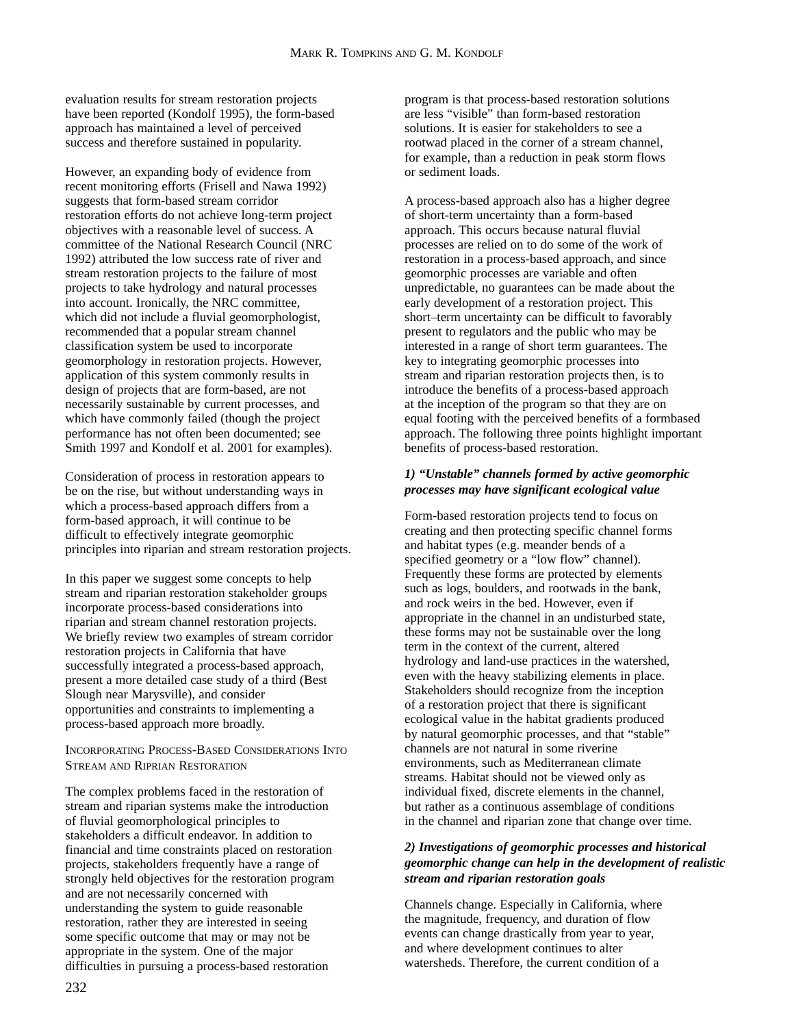evaluation results for stream restoration projects have been reported (Kondolf 1995), the form-based approach has maintained a level of perceived success and therefore sustained in popularity.

However, an expanding body of evidence from recent monitoring efforts (Frisell and Nawa 1992) suggests that form-based stream corridor restoration efforts do not achieve long-term project objectives with a reasonable level of success. A committee of the National Research Council (NRC 1992) attributed the low success rate of river and stream restoration projects to the failure of most projects to take hydrology and natural processes into account. Ironically, the NRC committee, which did not include a fluvial geomorphologist, recommended that a popular stream channel classification system be used to incorporate geomorphology in restoration projects. However, application of this system commonly results in design of projects that are form-based, are not necessarily sustainable by current processes, and which have commonly failed (though the project performance has not often been documented; see Smith 1997 and Kondolf et al. 2001 for examples).

Consideration of process in restoration appears to be on the rise, but without understanding ways in which a process-based approach differs from a form-based approach, it will continue to be difficult to effectively integrate geomorphic principles into riparian and stream restoration projects.

In this paper we suggest some concepts to help stream and riparian restoration stakeholder groups incorporate process-based considerations into riparian and stream channel restoration projects. We briefly review two examples of stream corridor restoration projects in California that have successfully integrated a process-based approach, present a more detailed case study of a third (Best Slough near Marysville), and consider opportunities and constraints to implementing a process-based approach more broadly.

## Incorporating Process-Based Considerations Into Stream and Riprian Restoration

The complex problems faced in the restoration of stream and riparian systems make the introduction of fluvial geomorphological principles to stakeholders a difficult endeavor. In addition to financial and time constraints placed on restoration projects, stakeholders frequently have a range of strongly held objectives for the restoration program and are not necessarily concerned with understanding the system to guide reasonable restoration, rather they are interested in seeing some specific outcome that may or may not be appropriate in the system. One of the major difficulties in pursuing a process-based restoration program is that process-based restoration solutions are less "visible" than form-based restoration solutions. It is easier for stakeholders to see a rootwad placed in the corner of a stream channel, for example, than a reduction in peak storm flows or sediment loads.

A process-based approach also has a higher degree of short-term uncertainty than a form-based approach. This occurs because natural fluvial processes are relied on to do some of the work of restoration in a process-based approach, and since geomorphic processes are variable and often unpredictable, no guarantees can be made about the early development of a restoration project. This short–term uncertainty can be difficult to favorably present to regulators and the public who may be interested in a range of short term guarantees. The key to integrating geomorphic processes into stream and riparian restoration projects then, is to introduce the benefits of a process-based approach at the inception of the program so that they are on equal footing with the perceived benefits of a formbased approach. The following three points highlight important benefits of process-based restoration.

### *1) "Unstable" channels formed by active geomorphic processes may have significant ecological value*

Form-based restoration projects tend to focus on creating and then protecting specific channel forms and habitat types (e.g. meander bends of a specified geometry or a "low flow" channel). Frequently these forms are protected by elements such as logs, boulders, and rootwads in the bank, and rock weirs in the bed. However, even if appropriate in the channel in an undisturbed state, these forms may not be sustainable over the long term in the context of the current, altered hydrology and land-use practices in the watershed, even with the heavy stabilizing elements in place. Stakeholders should recognize from the inception of a restoration project that there is significant ecological value in the habitat gradients produced by natural geomorphic processes, and that "stable" channels are not natural in some riverine environments, such as Mediterranean climate streams. Habitat should not be viewed only as individual fixed, discrete elements in the channel, but rather as a continuous assemblage of conditions in the channel and riparian zone that change over time.

### *2) Investigations of geomorphic processes and historical geomorphic change can help in the development of realistic stream and riparian restoration goals*

Channels change. Especially in California, where the magnitude, frequency, and duration of flow events can change drastically from year to year, and where development continues to alter watersheds. Therefore, the current condition of a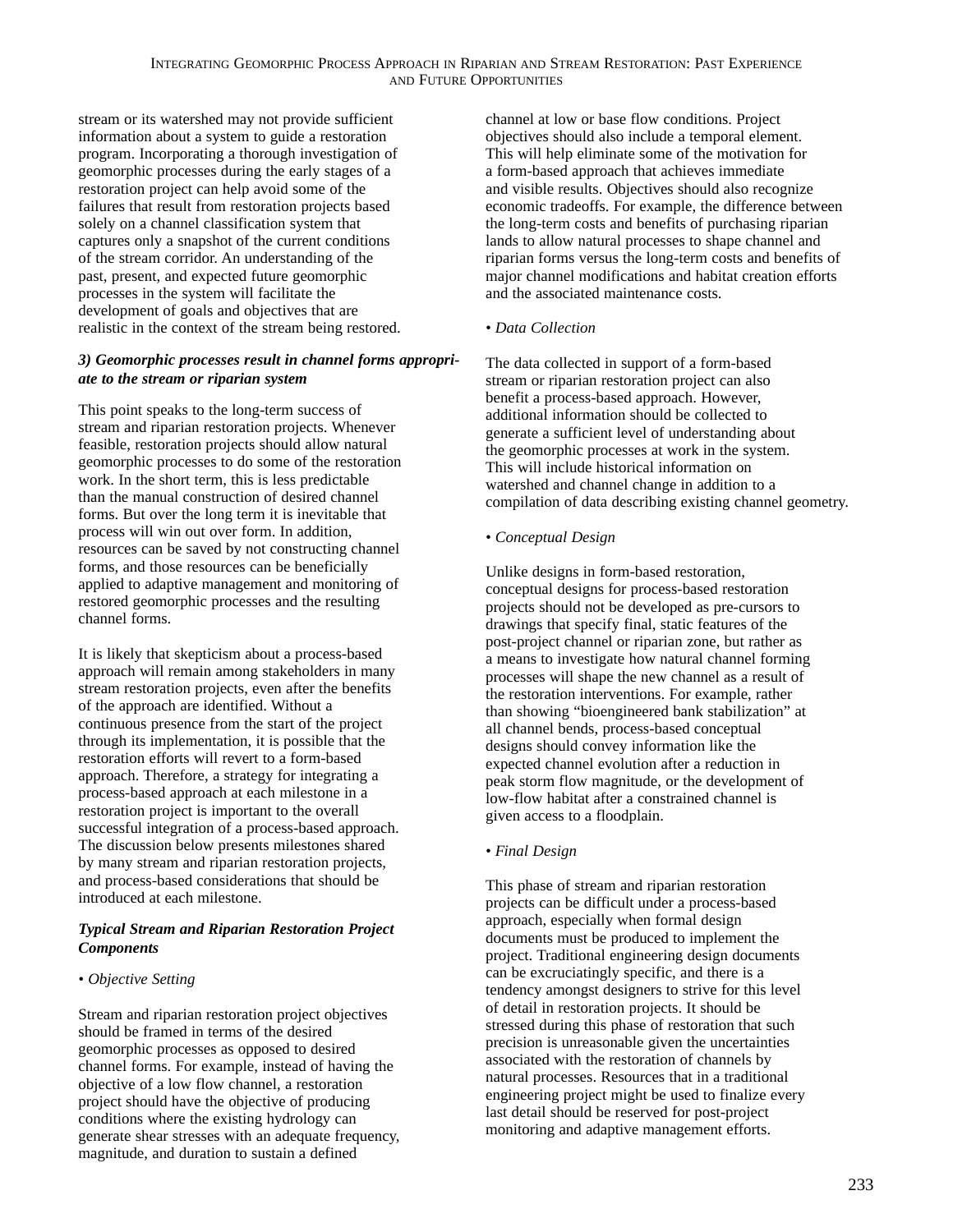stream or its watershed may not provide sufficient information about a system to guide a restoration program. Incorporating a thorough investigation of geomorphic processes during the early stages of a restoration project can help avoid some of the failures that result from restoration projects based solely on a channel classification system that captures only a snapshot of the current conditions of the stream corridor. An understanding of the past, present, and expected future geomorphic processes in the system will facilitate the development of goals and objectives that are realistic in the context of the stream being restored.

***3) Geomorphic processes result in channel forms appropriate to the stream or riparian system***

This point speaks to the long-term success of stream and riparian restoration projects. Whenever feasible, restoration projects should allow natural geomorphic processes to do some of the restoration work. In the short term, this is less predictable than the manual construction of desired channel forms. But over the long term it is inevitable that process will win out over form. In addition, resources can be saved by not constructing channel forms, and those resources can be beneficially applied to adaptive management and monitoring of restored geomorphic processes and the resulting channel forms.

It is likely that skepticism about a process-based approach will remain among stakeholders in many stream restoration projects, even after the benefits of the approach are identified. Without a continuous presence from the start of the project through its implementation, it is possible that the restoration efforts will revert to a form-based approach. Therefore, a strategy for integrating a process-based approach at each milestone in a restoration project is important to the overall successful integration of a process-based approach. The discussion below presents milestones shared by many stream and riparian restoration projects, and process-based considerations that should be introduced at each milestone.

***Typical Stream and Riparian Restoration Project Components***

• *Objective Setting*

Stream and riparian restoration project objectives should be framed in terms of the desired geomorphic processes as opposed to desired channel forms. For example, instead of having the objective of a low flow channel, a restoration project should have the objective of producing conditions where the existing hydrology can generate shear stresses with an adequate frequency, magnitude, and duration to sustain a defined channel at low or base flow conditions. Project objectives should also include a temporal element. This will help eliminate some of the motivation for a form-based approach that achieves immediate and visible results. Objectives should also recognize economic tradeoffs. For example, the difference between the long-term costs and benefits of purchasing riparian lands to allow natural processes to shape channel and riparian forms versus the long-term costs and benefits of major channel modifications and habitat creation efforts and the associated maintenance costs.

• *Data Collection*

The data collected in support of a form-based stream or riparian restoration project can also benefit a process-based approach. However, additional information should be collected to generate a sufficient level of understanding about the geomorphic processes at work in the system. This will include historical information on watershed and channel change in addition to a compilation of data describing existing channel geometry.

• *Conceptual Design*

Unlike designs in form-based restoration, conceptual designs for process-based restoration projects should not be developed as pre-cursors to drawings that specify final, static features of the post-project channel or riparian zone, but rather as a means to investigate how natural channel forming processes will shape the new channel as a result of the restoration interventions. For example, rather than showing "bioengineered bank stabilization" at all channel bends, process-based conceptual designs should convey information like the expected channel evolution after a reduction in peak storm flow magnitude, or the development of low-flow habitat after a constrained channel is given access to a floodplain.

• *Final Design*

This phase of stream and riparian restoration projects can be difficult under a process-based approach, especially when formal design documents must be produced to implement the project. Traditional engineering design documents can be excruciatingly specific, and there is a tendency amongst designers to strive for this level of detail in restoration projects. It should be stressed during this phase of restoration that such precision is unreasonable given the uncertainties associated with the restoration of channels by natural processes. Resources that in a traditional engineering project might be used to finalize every last detail should be reserved for post-project monitoring and adaptive management efforts.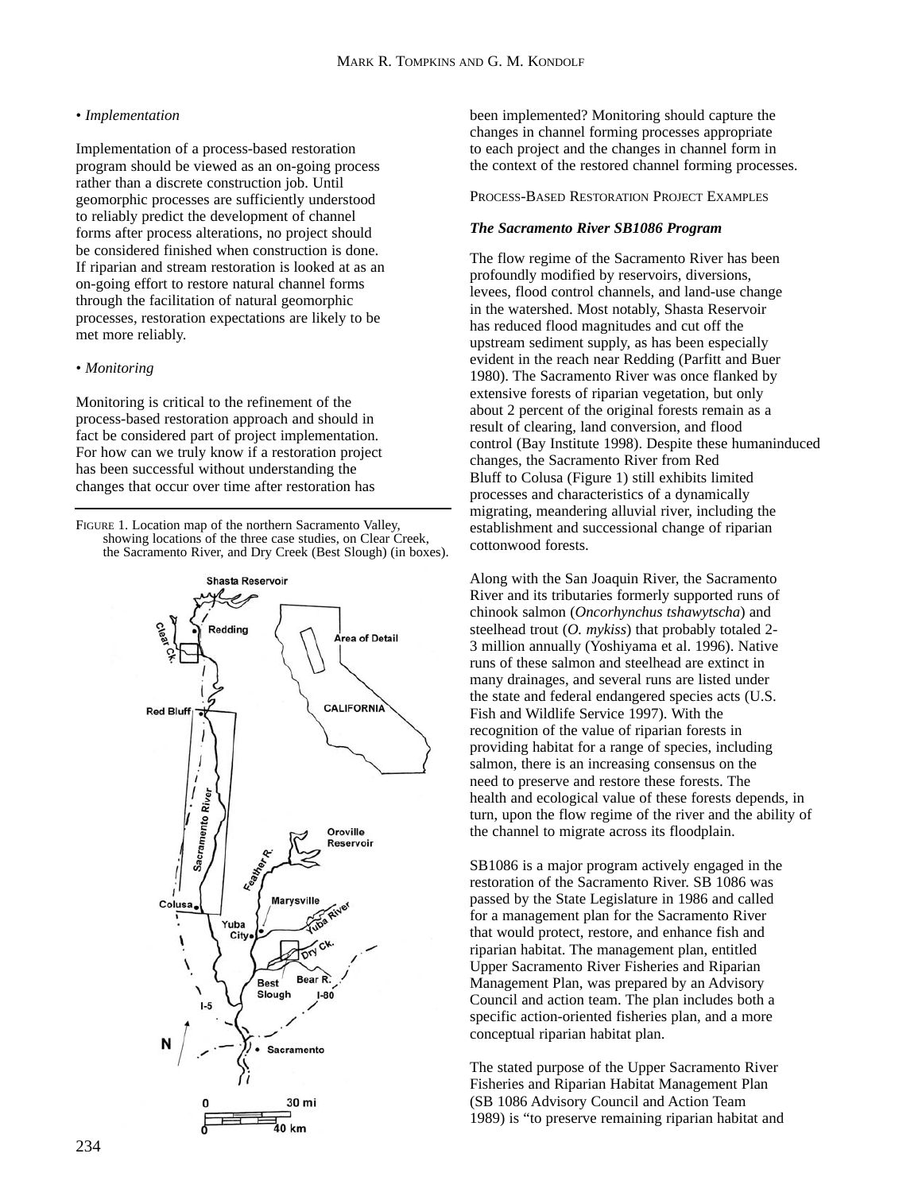*• Implementation*

Implementation of a process-based restoration program should be viewed as an on-going process rather than a discrete construction job. Until geomorphic processes are sufficiently understood to reliably predict the development of channel forms after process alterations, no project should be considered finished when construction is done. If riparian and stream restoration is looked at as an on-going effort to restore natural channel forms through the facilitation of natural geomorphic processes, restoration expectations are likely to be met more reliably.

*• Monitoring*

Monitoring is critical to the refinement of the process-based restoration approach and should in fact be considered part of project implementation. For how can we truly know if a restoration project has been successful without understanding the changes that occur over time after restoration has been implemented? Monitoring should capture the changes in channel forming processes appropriate to each project and the changes in channel form in the context of the restored channel forming processes.

FIGURE 1. Location map of the northern Sacramento Valley, showing locations of the three case studies, on Clear Creek, the Sacramento River, and Dry Creek (Best Slough) (in boxes).

## PROCESS-BASED RESTORATION PROJECT EXAMPLES

### *The Sacramento River SB1086 Program*

The flow regime of the Sacramento River has been profoundly modified by reservoirs, diversions, levees, flood control channels, and land-use change in the watershed. Most notably, Shasta Reservoir has reduced flood magnitudes and cut off the upstream sediment supply, as has been especially evident in the reach near Redding (Parfitt and Buer 1980). The Sacramento River was once flanked by extensive forests of riparian vegetation, but only about 2 percent of the original forests remain as a result of clearing, land conversion, and flood control (Bay Institute 1998). Despite these humaninduced changes, the Sacramento River from Red Bluff to Colusa (Figure 1) still exhibits limited processes and characteristics of a dynamically migrating, meandering alluvial river, including the establishment and successional change of riparian cottonwood forests.

Along with the San Joaquin River, the Sacramento River and its tributaries formerly supported runs of chinook salmon (*Oncorhynchus tshawytscha*) and steelhead trout (*O. mykiss*) that probably totaled 2-3 million annually (Yoshiyama et al. 1996). Native runs of these salmon and steelhead are extinct in many drainages, and several runs are listed under the state and federal endangered species acts (U.S. Fish and Wildlife Service 1997). With the recognition of the value of riparian forests in providing habitat for a range of species, including salmon, there is an increasing consensus on the need to preserve and restore these forests. The health and ecological value of these forests depends, in turn, upon the flow regime of the river and the ability of the channel to migrate across its floodplain.

SB1086 is a major program actively engaged in the restoration of the Sacramento River. SB 1086 was passed by the State Legislature in 1986 and called for a management plan for the Sacramento River that would protect, restore, and enhance fish and riparian habitat. The management plan, entitled Upper Sacramento River Fisheries and Riparian Management Plan, was prepared by an Advisory Council and action team. The plan includes both a specific action-oriented fisheries plan, and a more conceptual riparian habitat plan.

The stated purpose of the Upper Sacramento River Fisheries and Riparian Habitat Management Plan (SB 1086 Advisory Council and Action Team 1989) is "to preserve remaining riparian habitat and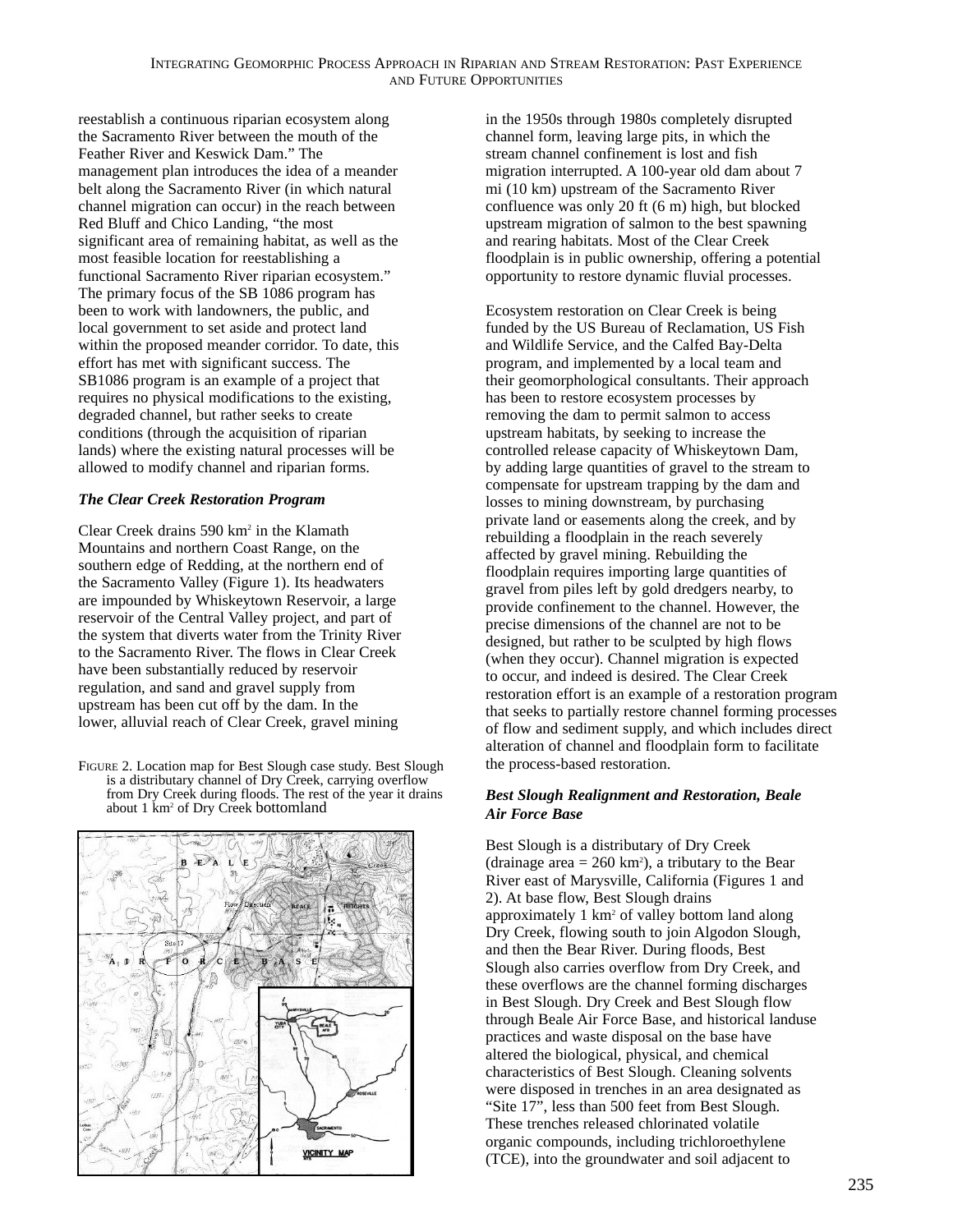reestablish a continuous riparian ecosystem along the Sacramento River between the mouth of the Feather River and Keswick Dam." The management plan introduces the idea of a meander belt along the Sacramento River (in which natural channel migration can occur) in the reach between Red Bluff and Chico Landing, "the most significant area of remaining habitat, as well as the most feasible location for reestablishing a functional Sacramento River riparian ecosystem." The primary focus of the SB 1086 program has been to work with landowners, the public, and local government to set aside and protect land within the proposed meander corridor. To date, this effort has met with significant success. The SB1086 program is an example of a project that requires no physical modifications to the existing, degraded channel, but rather seeks to create conditions (through the acquisition of riparian lands) where the existing natural processes will be allowed to modify channel and riparian forms.

***The Clear Creek Restoration Program***

Clear Creek drains 590 km$^2$ in the Klamath Mountains and northern Coast Range, on the southern edge of Redding, at the northern end of the Sacramento Valley (Figure 1). Its headwaters are impounded by Whiskeytown Reservoir, a large reservoir of the Central Valley project, and part of the system that diverts water from the Trinity River to the Sacramento River. The flows in Clear Creek have been substantially reduced by reservoir regulation, and sand and gravel supply from upstream has been cut off by the dam. In the lower, alluvial reach of Clear Creek, gravel mining in the 1950s through 1980s completely disrupted channel form, leaving large pits, in which the stream channel confinement is lost and fish migration interrupted. A 100-year old dam about 7 mi (10 km) upstream of the Sacramento River confluence was only 20 ft (6 m) high, but blocked upstream migration of salmon to the best spawning and rearing habitats. Most of the Clear Creek floodplain is in public ownership, offering a potential opportunity to restore dynamic fluvial processes.

Ecosystem restoration on Clear Creek is being funded by the US Bureau of Reclamation, US Fish and Wildlife Service, and the Calfed Bay-Delta program, and implemented by a local team and their geomorphological consultants. Their approach has been to restore ecosystem processes by removing the dam to permit salmon to access upstream habitats, by seeking to increase the controlled release capacity of Whiskeytown Dam, by adding large quantities of gravel to the stream to compensate for upstream trapping by the dam and losses to mining downstream, by purchasing private land or easements along the creek, and by rebuilding a floodplain in the reach severely affected by gravel mining. Rebuilding the floodplain requires importing large quantities of gravel from piles left by gold dredgers nearby, to provide confinement to the channel. However, the precise dimensions of the channel are not to be designed, but rather to be sculpted by high flows (when they occur). Channel migration is expected to occur, and indeed is desired. The Clear Creek restoration effort is an example of a restoration program that seeks to partially restore channel forming processes of flow and sediment supply, and which includes direct alteration of channel and floodplain form to facilitate the process-based restoration.

FIGURE 2. Location map for Best Slough case study. Best Slough is a distributary channel of Dry Creek, carrying overflow from Dry Creek during floods. The rest of the year it drains about 1 km$^2$ of Dry Creek bottomland

***Best Slough Realignment and Restoration, Beale Air Force Base***

Best Slough is a distributary of Dry Creek (drainage area = 260 km$^2$), a tributary to the Bear River east of Marysville, California (Figures 1 and 2). At base flow, Best Slough drains approximately 1 km$^2$ of valley bottom land along Dry Creek, flowing south to join Algodon Slough, and then the Bear River. During floods, Best Slough also carries overflow from Dry Creek, and these overflows are the channel forming discharges in Best Slough. Dry Creek and Best Slough flow through Beale Air Force Base, and historical landuse practices and waste disposal on the base have altered the biological, physical, and chemical characteristics of Best Slough. Cleaning solvents were disposed in trenches in an area designated as "Site 17", less than 500 feet from Best Slough. These trenches released chlorinated volatile organic compounds, including trichloroethylene (TCE), into the groundwater and soil adjacent to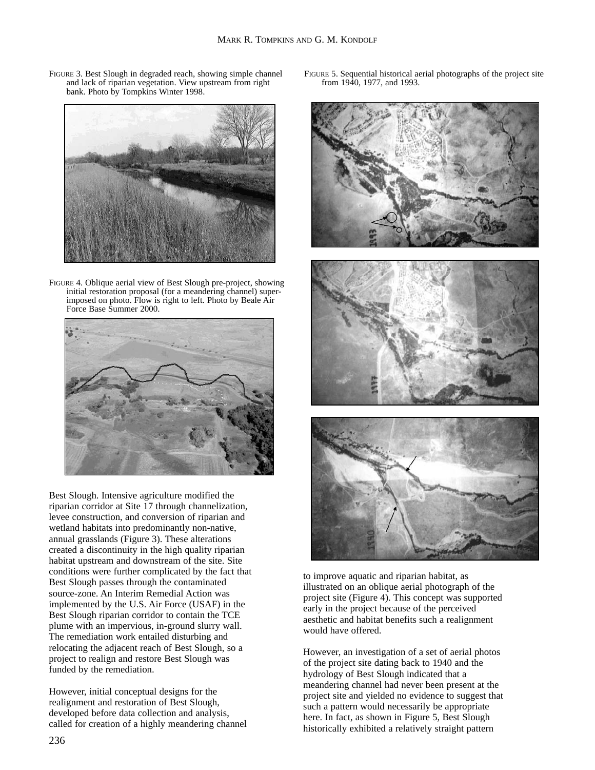FIGURE 3. Best Slough in degraded reach, showing simple channel and lack of riparian vegetation. View upstream from right bank. Photo by Tompkins Winter 1998.

FIGURE 4. Oblique aerial view of Best Slough pre-project, showing initial restoration proposal (for a meandering channel) superimposed on photo. Flow is right to left. Photo by Beale Air Force Base Summer 2000.

FIGURE 5. Sequential historical aerial photographs of the project site from 1940, 1977, and 1993.

Best Slough. Intensive agriculture modified the riparian corridor at Site 17 through channelization, levee construction, and conversion of riparian and wetland habitats into predominantly non-native, annual grasslands (Figure 3). These alterations created a discontinuity in the high quality riparian habitat upstream and downstream of the site. Site conditions were further complicated by the fact that Best Slough passes through the contaminated source-zone. An Interim Remedial Action was implemented by the U.S. Air Force (USAF) in the Best Slough riparian corridor to contain the TCE plume with an impervious, in-ground slurry wall. The remediation work entailed disturbing and relocating the adjacent reach of Best Slough, so a project to realign and restore Best Slough was funded by the remediation.

However, initial conceptual designs for the realignment and restoration of Best Slough, developed before data collection and analysis, called for creation of a highly meandering channel to improve aquatic and riparian habitat, as illustrated on an oblique aerial photograph of the project site (Figure 4). This concept was supported early in the project because of the perceived aesthetic and habitat benefits such a realignment would have offered.

However, an investigation of a set of aerial photos of the project site dating back to 1940 and the hydrology of Best Slough indicated that a meandering channel had never been present at the project site and yielded no evidence to suggest that such a pattern would necessarily be appropriate here. In fact, as shown in Figure 5, Best Slough historically exhibited a relatively straight pattern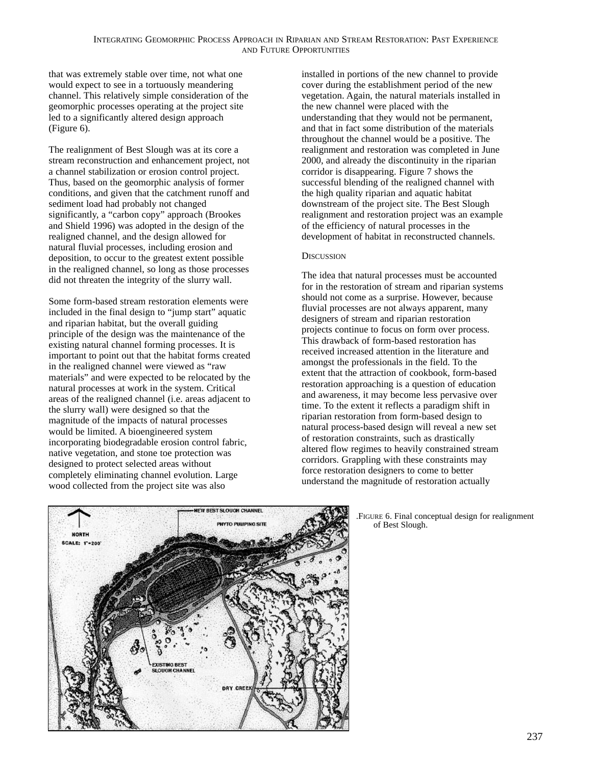that was extremely stable over time, not what one would expect to see in a tortuously meandering channel. This relatively simple consideration of the geomorphic processes operating at the project site led to a significantly altered design approach (Figure 6).

The realignment of Best Slough was at its core a stream reconstruction and enhancement project, not a channel stabilization or erosion control project. Thus, based on the geomorphic analysis of former conditions, and given that the catchment runoff and sediment load had probably not changed significantly, a "carbon copy" approach (Brookes and Shield 1996) was adopted in the design of the realigned channel, and the design allowed for natural fluvial processes, including erosion and deposition, to occur to the greatest extent possible in the realigned channel, so long as those processes did not threaten the integrity of the slurry wall.

Some form-based stream restoration elements were included in the final design to "jump start" aquatic and riparian habitat, but the overall guiding principle of the design was the maintenance of the existing natural channel forming processes. It is important to point out that the habitat forms created in the realigned channel were viewed as "raw materials" and were expected to be relocated by the natural processes at work in the system. Critical areas of the realigned channel (i.e. areas adjacent to the slurry wall) were designed so that the magnitude of the impacts of natural processes would be limited. A bioengineered system incorporating biodegradable erosion control fabric, native vegetation, and stone toe protection was designed to protect selected areas without completely eliminating channel evolution. Large wood collected from the project site was also installed in portions of the new channel to provide cover during the establishment period of the new vegetation. Again, the natural materials installed in the new channel were placed with the understanding that they would not be permanent, and that in fact some distribution of the materials throughout the channel would be a positive. The realignment and restoration was completed in June 2000, and already the discontinuity in the riparian corridor is disappearing. Figure 7 shows the successful blending of the realigned channel with the high quality riparian and aquatic habitat downstream of the project site. The Best Slough realignment and restoration project was an example of the efficiency of natural processes in the development of habitat in reconstructed channels.

## Discussion

The idea that natural processes must be accounted for in the restoration of stream and riparian systems should not come as a surprise. However, because fluvial processes are not always apparent, many designers of stream and riparian restoration projects continue to focus on form over process. This drawback of form-based restoration has received increased attention in the literature and amongst the professionals in the field. To the extent that the attraction of cookbook, form-based restoration approaching is a question of education and awareness, it may become less pervasive over time. To the extent it reflects a paradigm shift in riparian restoration from form-based design to natural process-based design will reveal a new set of restoration constraints, such as drastically altered flow regimes to heavily constrained stream corridors. Grappling with these constraints may force restoration designers to come to better understand the magnitude of restoration actually

FIGURE 6. Final conceptual design for realignment of Best Slough.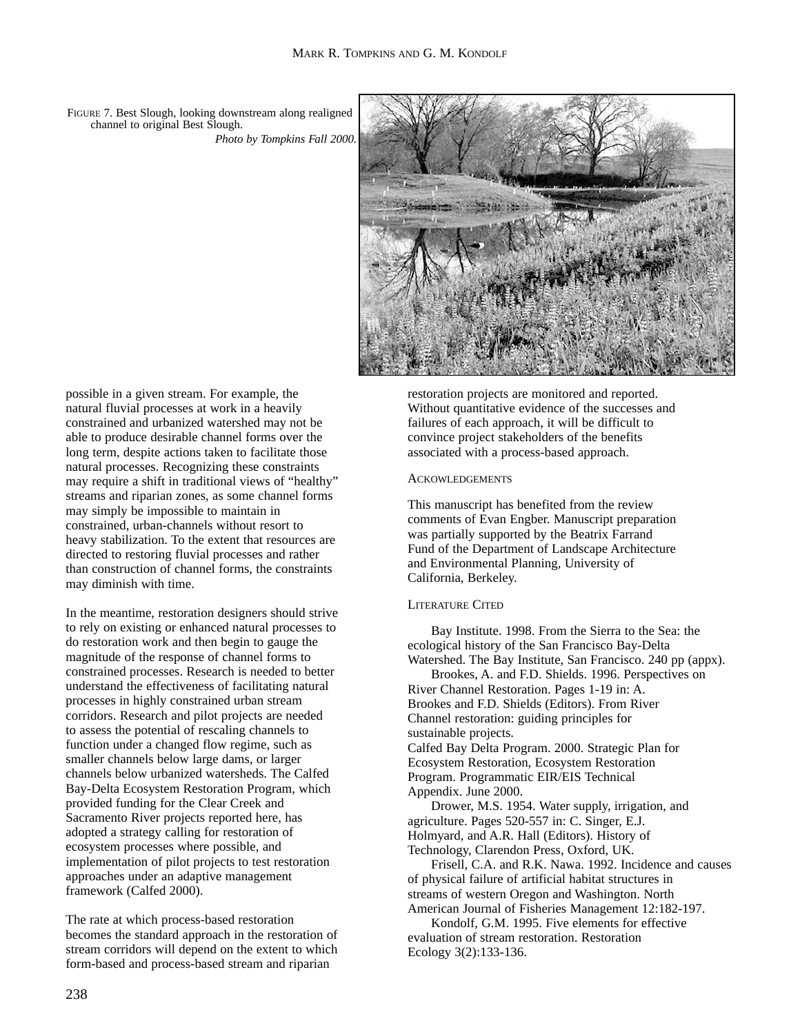FIGURE 7. Best Slough, looking downstream along realigned channel to original Best Slough.
*Photo by Tompkins Fall 2000.*

possible in a given stream. For example, the natural fluvial processes at work in a heavily constrained and urbanized watershed may not be able to produce desirable channel forms over the long term, despite actions taken to facilitate those natural processes. Recognizing these constraints may require a shift in traditional views of "healthy" streams and riparian zones, as some channel forms may simply be impossible to maintain in constrained, urban-channels without resort to heavy stabilization. To the extent that resources are directed to restoring fluvial processes and rather than construction of channel forms, the constraints may diminish with time.

In the meantime, restoration designers should strive to rely on existing or enhanced natural processes to do restoration work and then begin to gauge the magnitude of the response of channel forms to constrained processes. Research is needed to better understand the effectiveness of facilitating natural processes in highly constrained urban stream corridors. Research and pilot projects are needed to assess the potential of rescaling channels to function under a changed flow regime, such as smaller channels below large dams, or larger channels below urbanized watersheds. The Calfed Bay-Delta Ecosystem Restoration Program, which provided funding for the Clear Creek and Sacramento River projects reported here, has adopted a strategy calling for restoration of ecosystem processes where possible, and implementation of pilot projects to test restoration approaches under an adaptive management framework (Calfed 2000).

The rate at which process-based restoration becomes the standard approach in the restoration of stream corridors will depend on the extent to which form-based and process-based stream and riparian restoration projects are monitored and reported. Without quantitative evidence of the successes and failures of each approach, it will be difficult to convince project stakeholders of the benefits associated with a process-based approach.

## ACKOWLEDGEMENTS

This manuscript has benefited from the review comments of Evan Engber. Manuscript preparation was partially supported by the Beatrix Farrand Fund of the Department of Landscape Architecture and Environmental Planning, University of California, Berkeley.

## LITERATURE CITED

Bay Institute. 1998. From the Sierra to the Sea: the ecological history of the San Francisco Bay-Delta Watershed. The Bay Institute, San Francisco. 240 pp (appx).

Brookes, A. and F.D. Shields. 1996. Perspectives on River Channel Restoration. Pages 1-19 in: A. Brookes and F.D. Shields (Editors). From River Channel restoration: guiding principles for sustainable projects.

Calfed Bay Delta Program. 2000. Strategic Plan for Ecosystem Restoration, Ecosystem Restoration Program. Programmatic EIR/EIS Technical Appendix. June 2000.

Drower, M.S. 1954. Water supply, irrigation, and agriculture. Pages 520-557 in: C. Singer, E.J. Holmyard, and A.R. Hall (Editors). History of Technology, Clarendon Press, Oxford, UK.

Frisell, C.A. and R.K. Nawa. 1992. Incidence and causes of physical failure of artificial habitat structures in streams of western Oregon and Washington. North American Journal of Fisheries Management 12:182-197.

Kondolf, G.M. 1995. Five elements for effective evaluation of stream restoration. Restoration Ecology 3(2):133-136.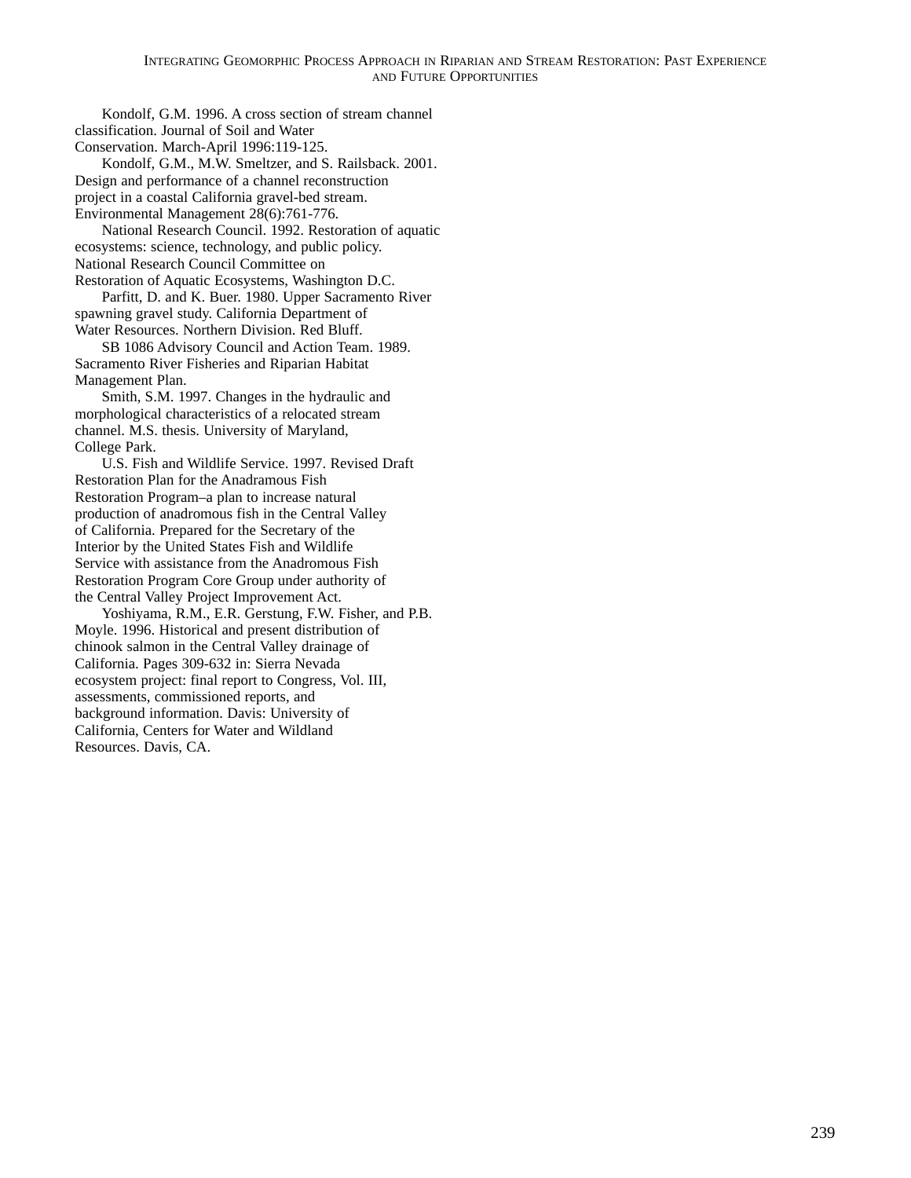Kondolf, G.M. 1996. A cross section of stream channel classification. Journal of Soil and Water Conservation. March-April 1996:119-125.

Kondolf, G.M., M.W. Smeltzer, and S. Railsback. 2001. Design and performance of a channel reconstruction project in a coastal California gravel-bed stream. Environmental Management 28(6):761-776.

National Research Council. 1992. Restoration of aquatic ecosystems: science, technology, and public policy. National Research Council Committee on Restoration of Aquatic Ecosystems, Washington D.C.

Parfitt, D. and K. Buer. 1980. Upper Sacramento River spawning gravel study. California Department of Water Resources. Northern Division. Red Bluff.

SB 1086 Advisory Council and Action Team. 1989. Sacramento River Fisheries and Riparian Habitat Management Plan.

Smith, S.M. 1997. Changes in the hydraulic and morphological characteristics of a relocated stream channel. M.S. thesis. University of Maryland, College Park.

U.S. Fish and Wildlife Service. 1997. Revised Draft Restoration Plan for the Anadramous Fish Restoration Program–a plan to increase natural production of anadromous fish in the Central Valley of California. Prepared for the Secretary of the Interior by the United States Fish and Wildlife Service with assistance from the Anadromous Fish Restoration Program Core Group under authority of the Central Valley Project Improvement Act.

Yoshiyama, R.M., E.R. Gerstung, F.W. Fisher, and P.B. Moyle. 1996. Historical and present distribution of chinook salmon in the Central Valley drainage of California. Pages 309-632 in: Sierra Nevada ecosystem project: final report to Congress, Vol. III, assessments, commissioned reports, and background information. Davis: University of California, Centers for Water and Wildland Resources. Davis, CA.